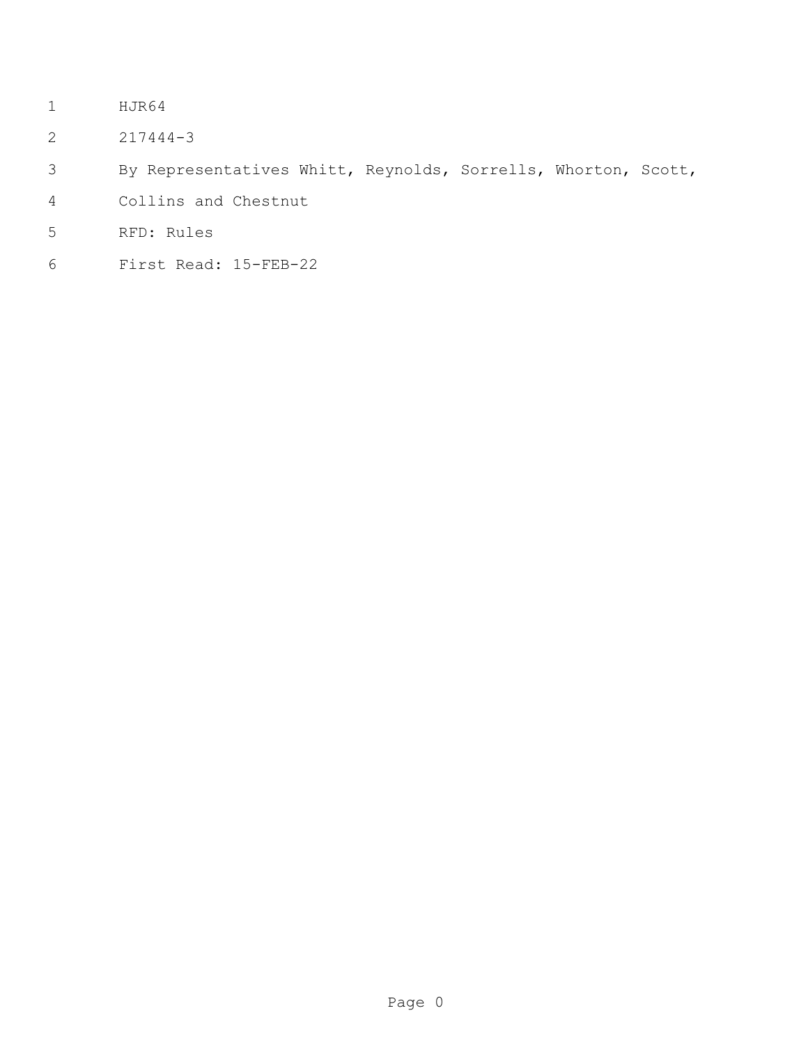HJR64

217444-3

By Representatives Whitt, Reynolds, Sorrells, Whorton, Scott, Collins and Chestnut

RFD: Rules

First Read: 15-FEB-22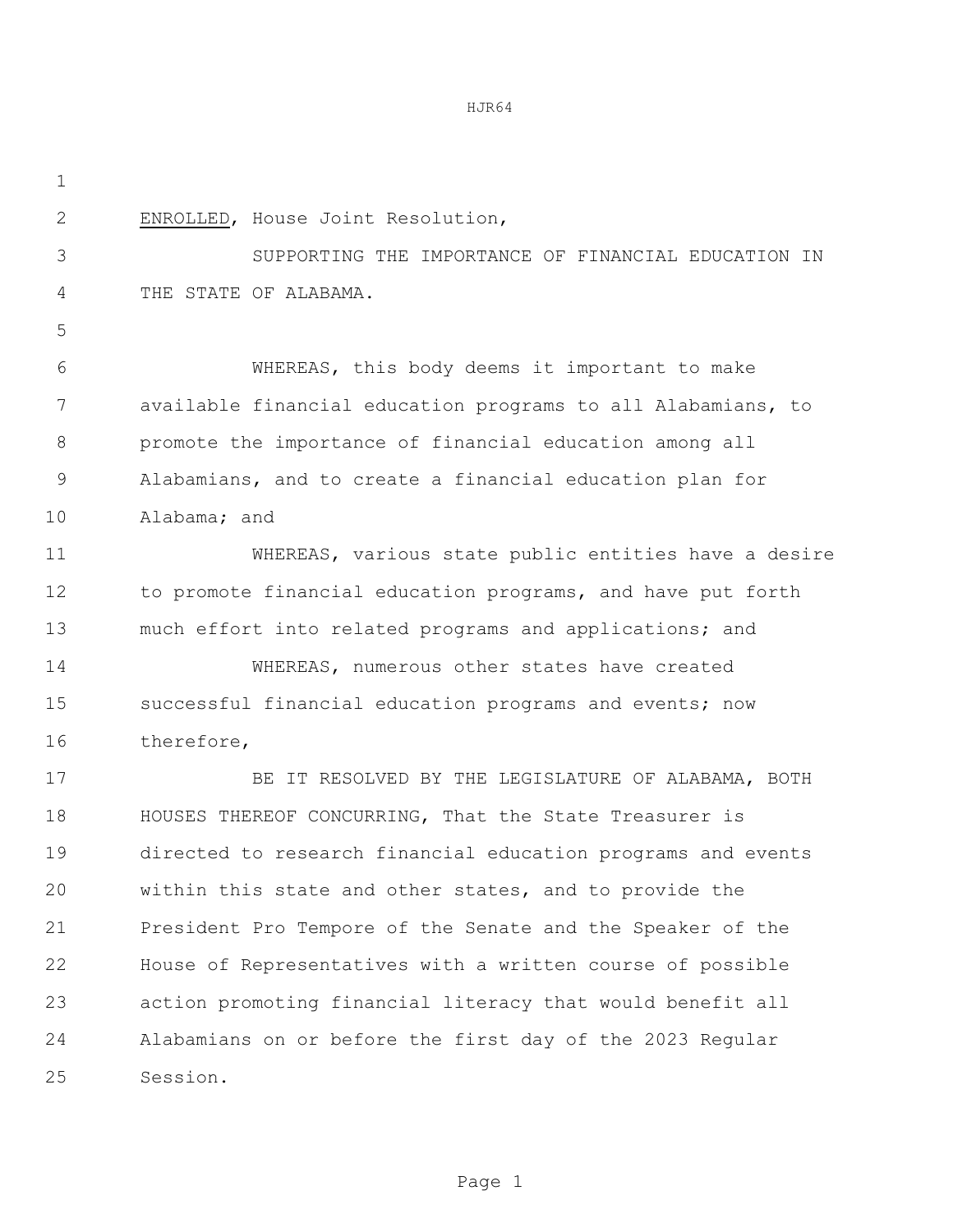ENROLLED, House Joint Resolution,

SUPPORTING THE IMPORTANCE OF FINANCIAL EDUCATION IN THE STATE OF ALABAMA.

WHEREAS, this body deems it important to make available financial education programs to all Alabamians, to promote the importance of financial education among all Alabamians, and to create a financial education plan for Alabama; and

WHEREAS, various state public entities have a desire to promote financial education programs, and have put forth much effort into related programs and applications; and

WHEREAS, numerous other states have created successful financial education programs and events; now therefore,

BE IT RESOLVED BY THE LEGISLATURE OF ALABAMA, BOTH HOUSES THEREOF CONCURRING, That the State Treasurer is directed to research financial education programs and events within this state and other states, and to provide the President Pro Tempore of the Senate and the Speaker of the House of Representatives with a written course of possible action promoting financial literacy that would benefit all Alabamians on or before the first day of the 2023 Regular Session.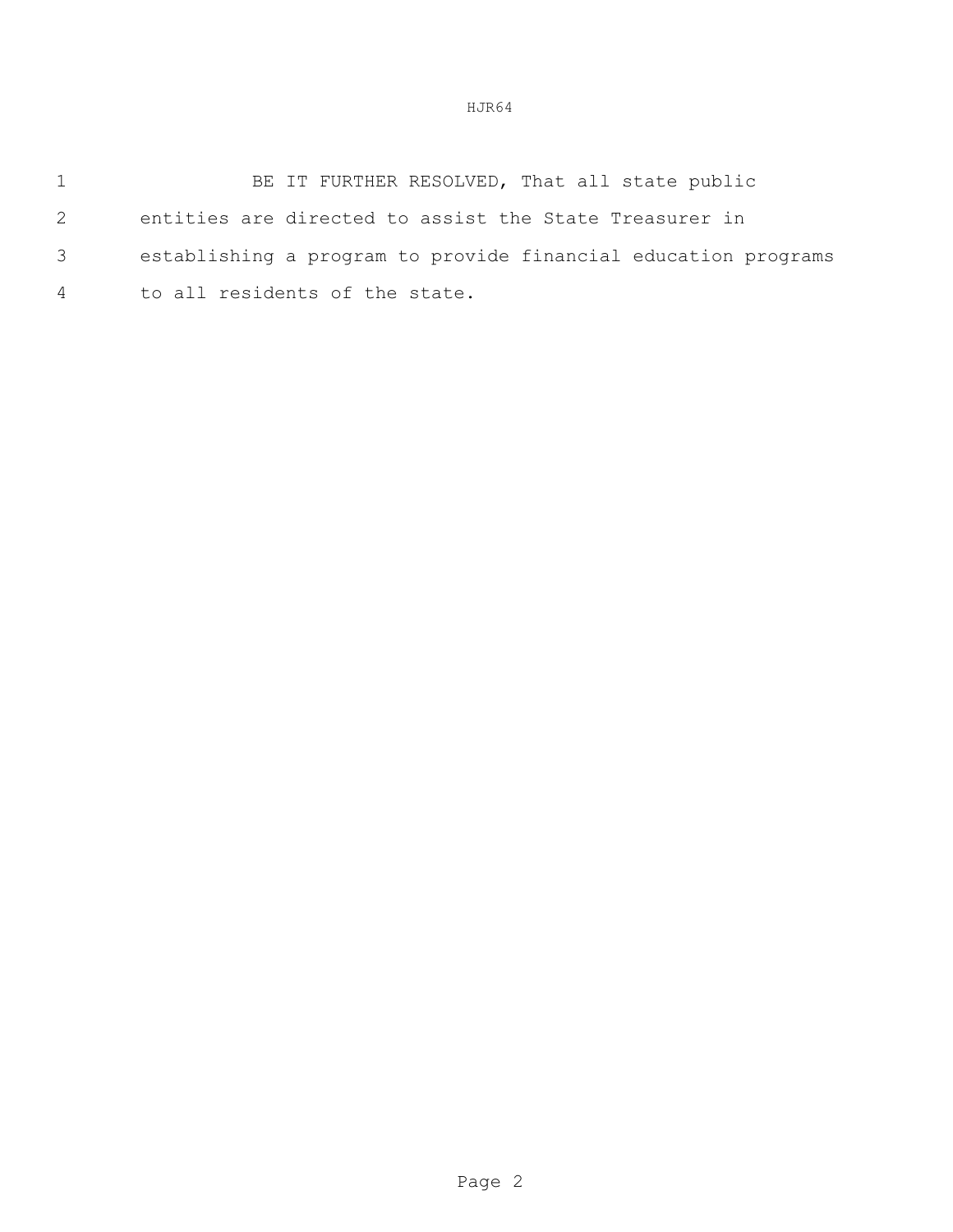BE IT FURTHER RESOLVED, That all state public entities are directed to assist the State Treasurer in establishing a program to provide financial education programs to all residents of the state.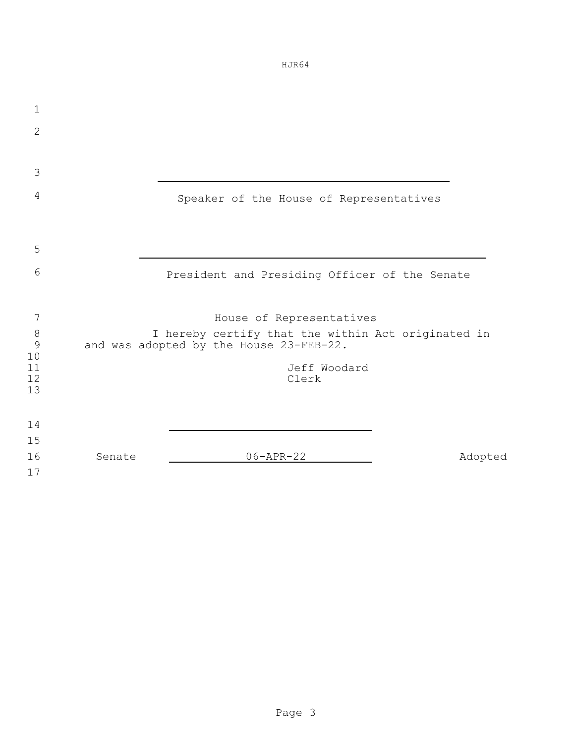______________________________

Speaker of the House of Representatives

______________________________

President and Presiding Officer of the Senate

House of Representatives

I hereby certify that the within Act originated in and was adopted by the House 23-FEB-22.

Jeff Woodard
Clerk

______________________________

Senate 06-APR-22 Adopted